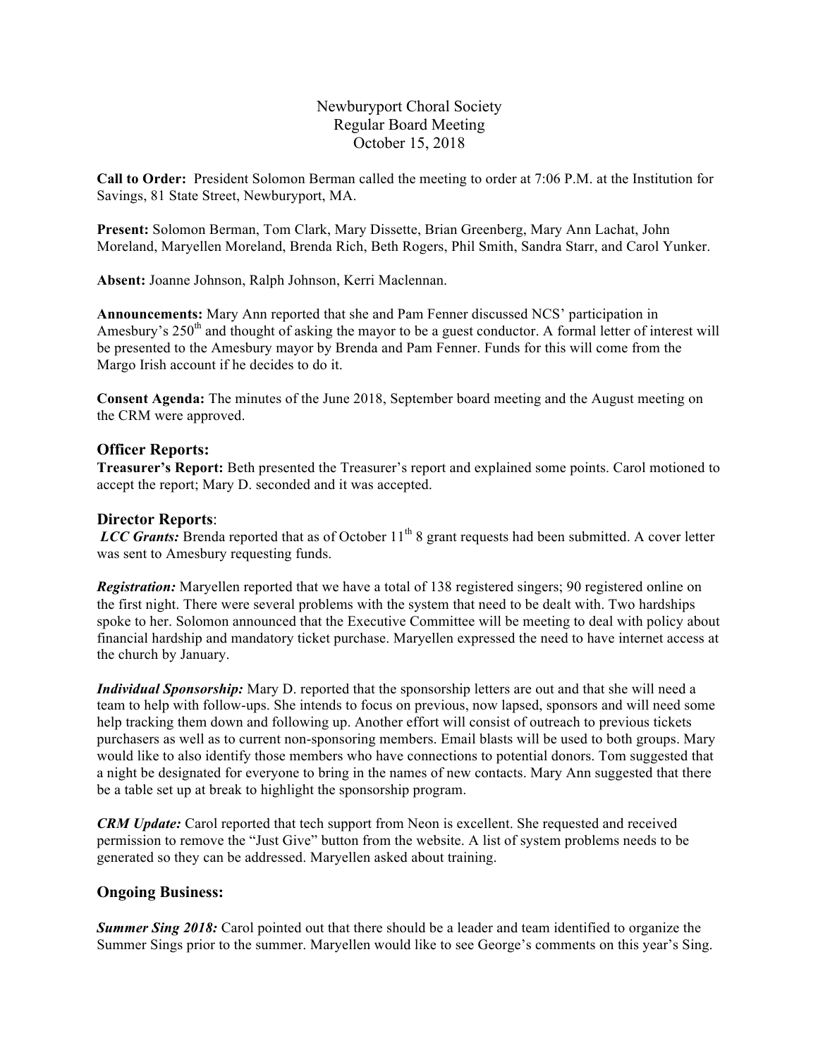Newburyport Choral Society
Regular Board Meeting
October 15, 2018

**Call to Order:** President Solomon Berman called the meeting to order at 7:06 P.M. at the Institution for Savings, 81 State Street, Newburyport, MA.

**Present:** Solomon Berman, Tom Clark, Mary Dissette, Brian Greenberg, Mary Ann Lachat, John Moreland, Maryellen Moreland, Brenda Rich, Beth Rogers, Phil Smith, Sandra Starr, and Carol Yunker.

**Absent:** Joanne Johnson, Ralph Johnson, Kerri Maclennan.

**Announcements:** Mary Ann reported that she and Pam Fenner discussed NCS' participation in Amesbury's 250th and thought of asking the mayor to be a guest conductor. A formal letter of interest will be presented to the Amesbury mayor by Brenda and Pam Fenner. Funds for this will come from the Margo Irish account if he decides to do it.

**Consent Agenda:** The minutes of the June 2018, September board meeting and the August meeting on the CRM were approved.

## Officer Reports:

**Treasurer's Report:** Beth presented the Treasurer's report and explained some points. Carol motioned to accept the report; Mary D. seconded and it was accepted.

## Director Reports:

***LCC Grants:*** Brenda reported that as of October 11th 8 grant requests had been submitted. A cover letter was sent to Amesbury requesting funds.

***Registration:*** Maryellen reported that we have a total of 138 registered singers; 90 registered online on the first night. There were several problems with the system that need to be dealt with. Two hardships spoke to her. Solomon announced that the Executive Committee will be meeting to deal with policy about financial hardship and mandatory ticket purchase. Maryellen expressed the need to have internet access at the church by January.

***Individual Sponsorship:*** Mary D. reported that the sponsorship letters are out and that she will need a team to help with follow-ups. She intends to focus on previous, now lapsed, sponsors and will need some help tracking them down and following up. Another effort will consist of outreach to previous tickets purchasers as well as to current non-sponsoring members. Email blasts will be used to both groups. Mary would like to also identify those members who have connections to potential donors. Tom suggested that a night be designated for everyone to bring in the names of new contacts. Mary Ann suggested that there be a table set up at break to highlight the sponsorship program.

***CRM Update:*** Carol reported that tech support from Neon is excellent. She requested and received permission to remove the "Just Give" button from the website. A list of system problems needs to be generated so they can be addressed. Maryellen asked about training.

## Ongoing Business:

***Summer Sing 2018:*** Carol pointed out that there should be a leader and team identified to organize the Summer Sings prior to the summer. Maryellen would like to see George's comments on this year's Sing.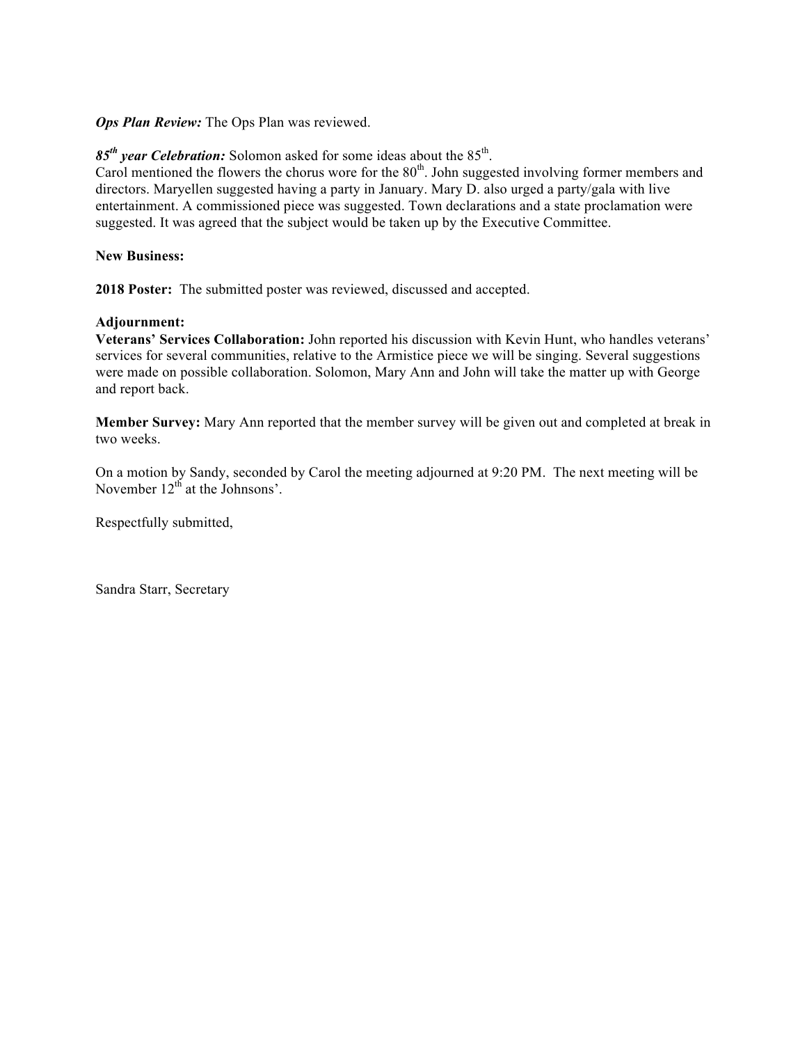***Ops Plan Review:*** The Ops Plan was reviewed.

***85th year Celebration:*** Solomon asked for some ideas about the 85th.
Carol mentioned the flowers the chorus wore for the 80th. John suggested involving former members and directors. Maryellen suggested having a party in January. Mary D. also urged a party/gala with live entertainment. A commissioned piece was suggested. Town declarations and a state proclamation were suggested. It was agreed that the subject would be taken up by the Executive Committee.

**New Business:**

**2018 Poster:** The submitted poster was reviewed, discussed and accepted.

**Adjournment:**

**Veterans' Services Collaboration:** John reported his discussion with Kevin Hunt, who handles veterans' services for several communities, relative to the Armistice piece we will be singing. Several suggestions were made on possible collaboration. Solomon, Mary Ann and John will take the matter up with George and report back.

**Member Survey:** Mary Ann reported that the member survey will be given out and completed at break in two weeks.

On a motion by Sandy, seconded by Carol the meeting adjourned at 9:20 PM. The next meeting will be November 12th at the Johnsons'.

Respectfully submitted,

Sandra Starr, Secretary